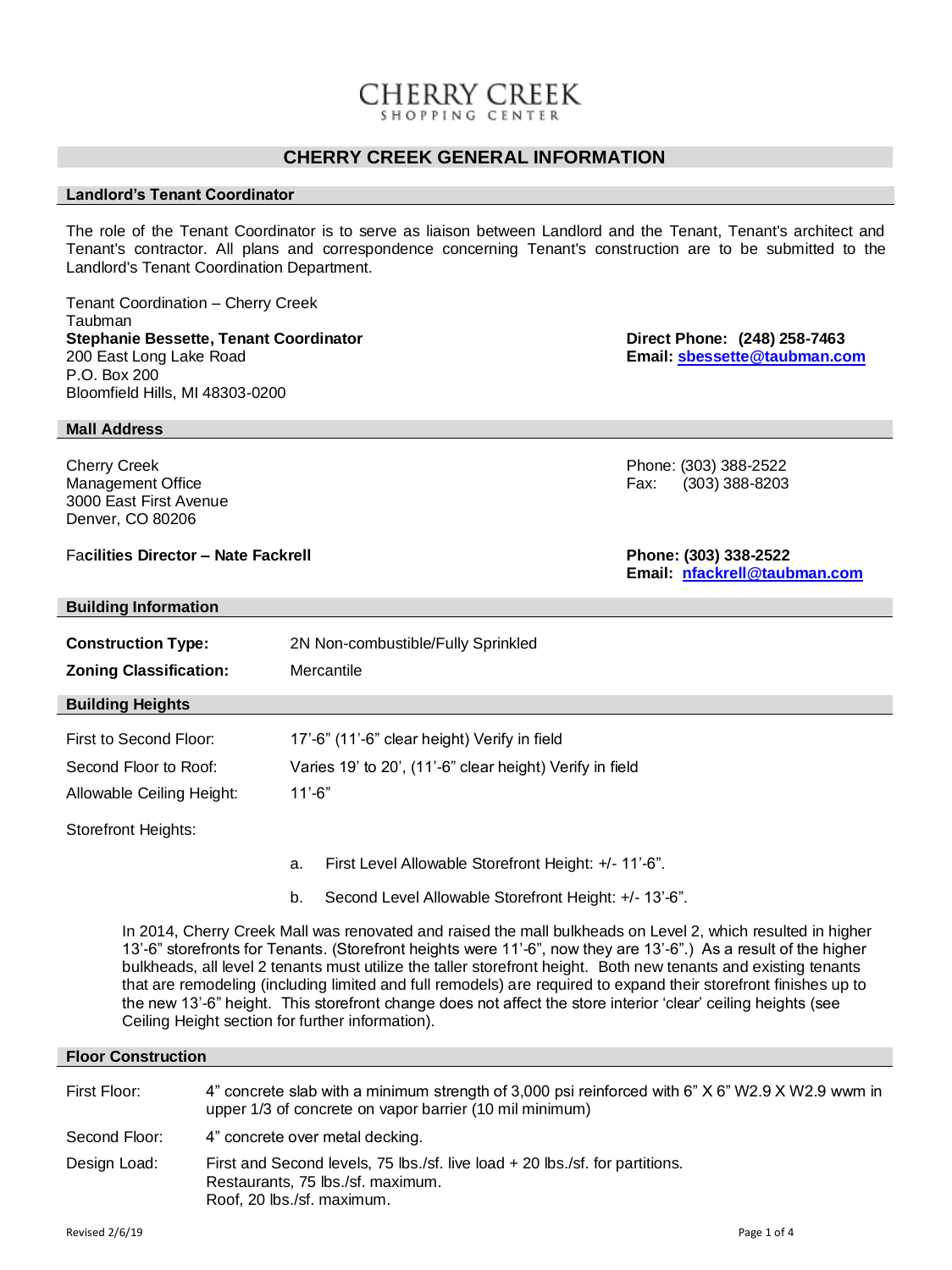# CHERRY CREEK
SHOPPING CENTER

## CHERRY CREEK GENERAL INFORMATION

### Landlord's Tenant Coordinator

The role of the Tenant Coordinator is to serve as liaison between Landlord and the Tenant, Tenant's architect and Tenant's contractor. All plans and correspondence concerning Tenant's construction are to be submitted to the Landlord's Tenant Coordination Department.

Tenant Coordination – Cherry Creek
Taubman
**Stephanie Bessette, Tenant Coordinator**
200 East Long Lake Road
P.O. Box 200
Bloomfield Hills, MI 48303-0200

**Direct Phone: (248) 258-7463**
**Email: sbessette@taubman.com**

### Mall Address

Cherry Creek
Management Office
3000 East First Avenue
Denver, CO 80206

Phone: (303) 388-2522
Fax: (303) 388-8203

**Facilities Director – Nate Fackrell**

**Phone: (303) 338-2522**
**Email: nfackrell@taubman.com**

### Building Information

| | |
|---|---|
| **Construction Type:** | 2N Non-combustible/Fully Sprinkled |
| **Zoning Classification:** | Mercantile |

### Building Heights

| | |
|---|---|
| First to Second Floor: | 17'-6" (11'-6" clear height) Verify in field |
| Second Floor to Roof: | Varies 19' to 20', (11'-6" clear height) Verify in field |
| Allowable Ceiling Height: | 11'-6" |

Storefront Heights:

a. First Level Allowable Storefront Height: +/- 11'-6".

b. Second Level Allowable Storefront Height: +/- 13'-6".

In 2014, Cherry Creek Mall was renovated and raised the mall bulkheads on Level 2, which resulted in higher 13'-6" storefronts for Tenants. (Storefront heights were 11'-6", now they are 13'-6".) As a result of the higher bulkheads, all level 2 tenants must utilize the taller storefront height. Both new tenants and existing tenants that are remodeling (including limited and full remodels) are required to expand their storefront finishes up to the new 13'-6" height. This storefront change does not affect the store interior 'clear' ceiling heights (see Ceiling Height section for further information).

### Floor Construction

| | |
|---|---|
| First Floor: | 4" concrete slab with a minimum strength of 3,000 psi reinforced with 6" X 6" W2.9 X W2.9 wwm in upper 1/3 of concrete on vapor barrier (10 mil minimum) |
| Second Floor: | 4" concrete over metal decking. |
| Design Load: | First and Second levels, 75 lbs./sf. live load + 20 lbs./sf. for partitions.<br>Restaurants, 75 lbs./sf. maximum.<br>Roof, 20 lbs./sf. maximum. |

Revised 2/6/19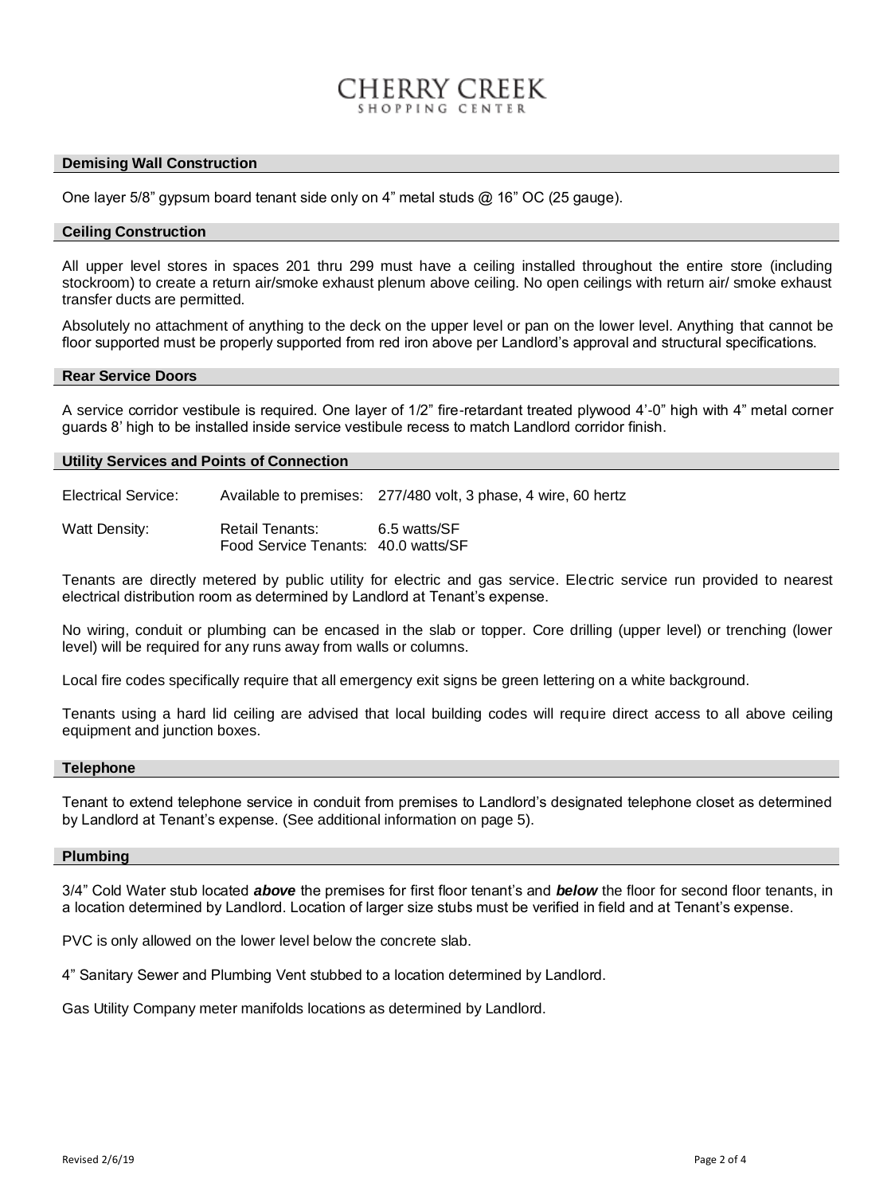## Demising Wall Construction

One layer 5/8" gypsum board tenant side only on 4" metal studs @ 16" OC (25 gauge).

## Ceiling Construction

All upper level stores in spaces 201 thru 299 must have a ceiling installed throughout the entire store (including stockroom) to create a return air/smoke exhaust plenum above ceiling. No open ceilings with return air/ smoke exhaust transfer ducts are permitted.

Absolutely no attachment of anything to the deck on the upper level or pan on the lower level. Anything that cannot be floor supported must be properly supported from red iron above per Landlord's approval and structural specifications.

## Rear Service Doors

A service corridor vestibule is required. One layer of 1/2" fire-retardant treated plywood 4'-0" high with 4" metal corner guards 8' high to be installed inside service vestibule recess to match Landlord corridor finish.

## Utility Services and Points of Connection

| | | |
|---|---|---|
| Electrical Service: | Available to premises: | 277/480 volt, 3 phase, 4 wire, 60 hertz |
| Watt Density: | Retail Tenants: | 6.5 watts/SF |
| | Food Service Tenants: | 40.0 watts/SF |

Tenants are directly metered by public utility for electric and gas service. Electric service run provided to nearest electrical distribution room as determined by Landlord at Tenant's expense.

No wiring, conduit or plumbing can be encased in the slab or topper. Core drilling (upper level) or trenching (lower level) will be required for any runs away from walls or columns.

Local fire codes specifically require that all emergency exit signs be green lettering on a white background.

Tenants using a hard lid ceiling are advised that local building codes will require direct access to all above ceiling equipment and junction boxes.

## Telephone

Tenant to extend telephone service in conduit from premises to Landlord's designated telephone closet as determined by Landlord at Tenant's expense. (See additional information on page 5).

## Plumbing

3/4" Cold Water stub located ***above*** the premises for first floor tenant's and ***below*** the floor for second floor tenants, in a location determined by Landlord. Location of larger size stubs must be verified in field and at Tenant's expense.

PVC is only allowed on the lower level below the concrete slab.

4" Sanitary Sewer and Plumbing Vent stubbed to a location determined by Landlord.

Gas Utility Company meter manifolds locations as determined by Landlord.

Revised 2/6/19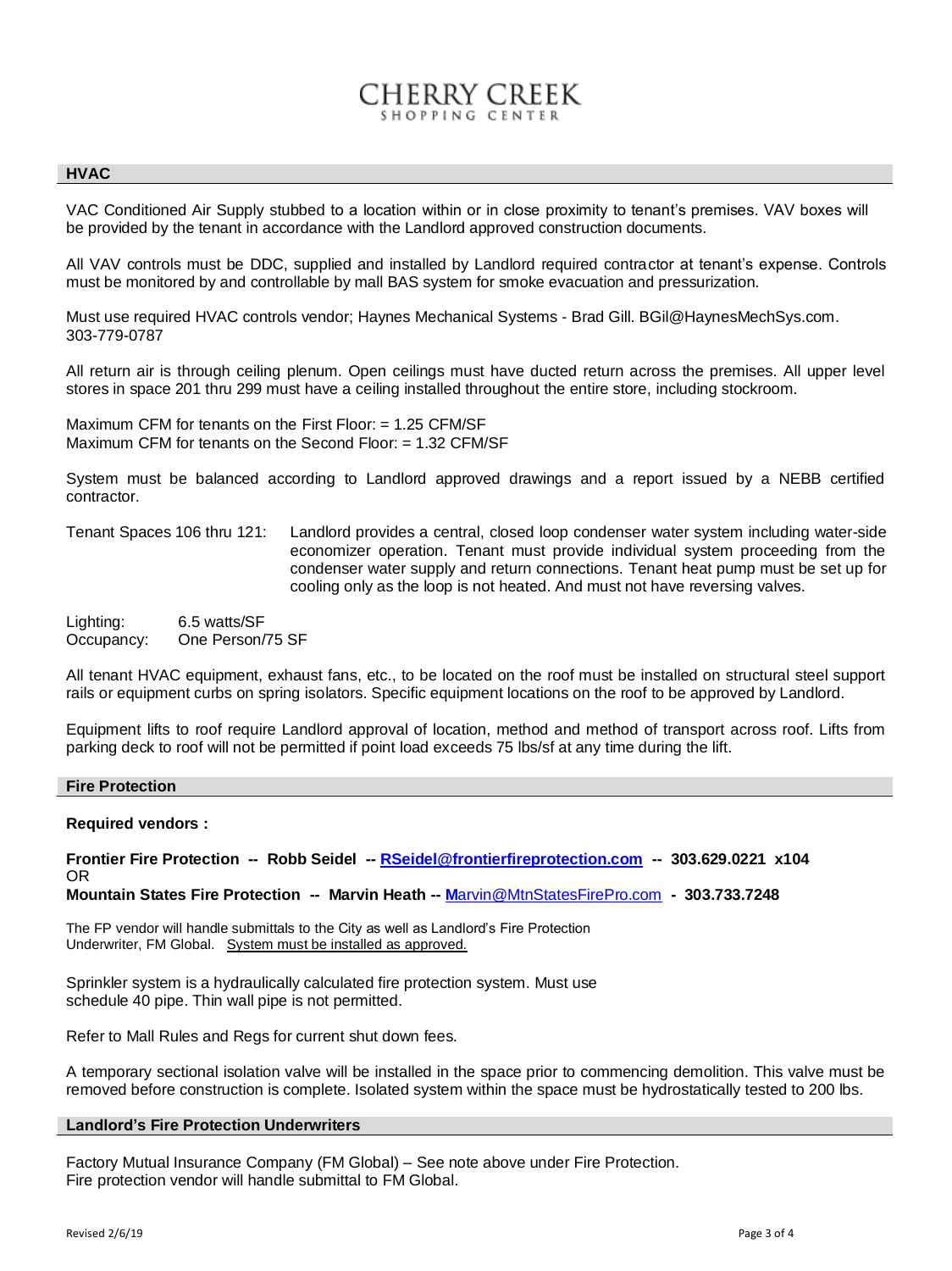## HVAC

VAC Conditioned Air Supply stubbed to a location within or in close proximity to tenant's premises. VAV boxes will be provided by the tenant in accordance with the Landlord approved construction documents.

All VAV controls must be DDC, supplied and installed by Landlord required contractor at tenant's expense. Controls must be monitored by and controllable by mall BAS system for smoke evacuation and pressurization.

Must use required HVAC controls vendor; Haynes Mechanical Systems - Brad Gill. BGil@HaynesMechSys.com. 303-779-0787

All return air is through ceiling plenum. Open ceilings must have ducted return across the premises. All upper level stores in space 201 thru 299 must have a ceiling installed throughout the entire store, including stockroom.

Maximum CFM for tenants on the First Floor: = 1.25 CFM/SF
Maximum CFM for tenants on the Second Floor: = 1.32 CFM/SF

System must be balanced according to Landlord approved drawings and a report issued by a NEBB certified contractor.

Tenant Spaces 106 thru 121: Landlord provides a central, closed loop condenser water system including water-side economizer operation. Tenant must provide individual system proceeding from the condenser water supply and return connections. Tenant heat pump must be set up for cooling only as the loop is not heated. And must not have reversing valves.

Lighting: 6.5 watts/SF
Occupancy: One Person/75 SF

All tenant HVAC equipment, exhaust fans, etc., to be located on the roof must be installed on structural steel support rails or equipment curbs on spring isolators. Specific equipment locations on the roof to be approved by Landlord.

Equipment lifts to roof require Landlord approval of location, method and method of transport across roof. Lifts from parking deck to roof will not be permitted if point load exceeds 75 lbs/sf at any time during the lift.

## Fire Protection

**Required vendors :**

**Frontier Fire Protection -- Robb Seidel -- RSeidel@frontierfireprotection.com -- 303.629.0221 x104**
OR
**Mountain States Fire Protection -- Marvin Heath -- Marvin@MtnStatesFirePro.com - 303.733.7248**

The FP vendor will handle submittals to the City as well as Landlord's Fire Protection Underwriter, FM Global. System must be installed as approved.

Sprinkler system is a hydraulically calculated fire protection system. Must use schedule 40 pipe. Thin wall pipe is not permitted.

Refer to Mall Rules and Regs for current shut down fees.

A temporary sectional isolation valve will be installed in the space prior to commencing demolition. This valve must be removed before construction is complete. Isolated system within the space must be hydrostatically tested to 200 lbs.

## Landlord's Fire Protection Underwriters

Factory Mutual Insurance Company (FM Global) – See note above under Fire Protection.
Fire protection vendor will handle submittal to FM Global.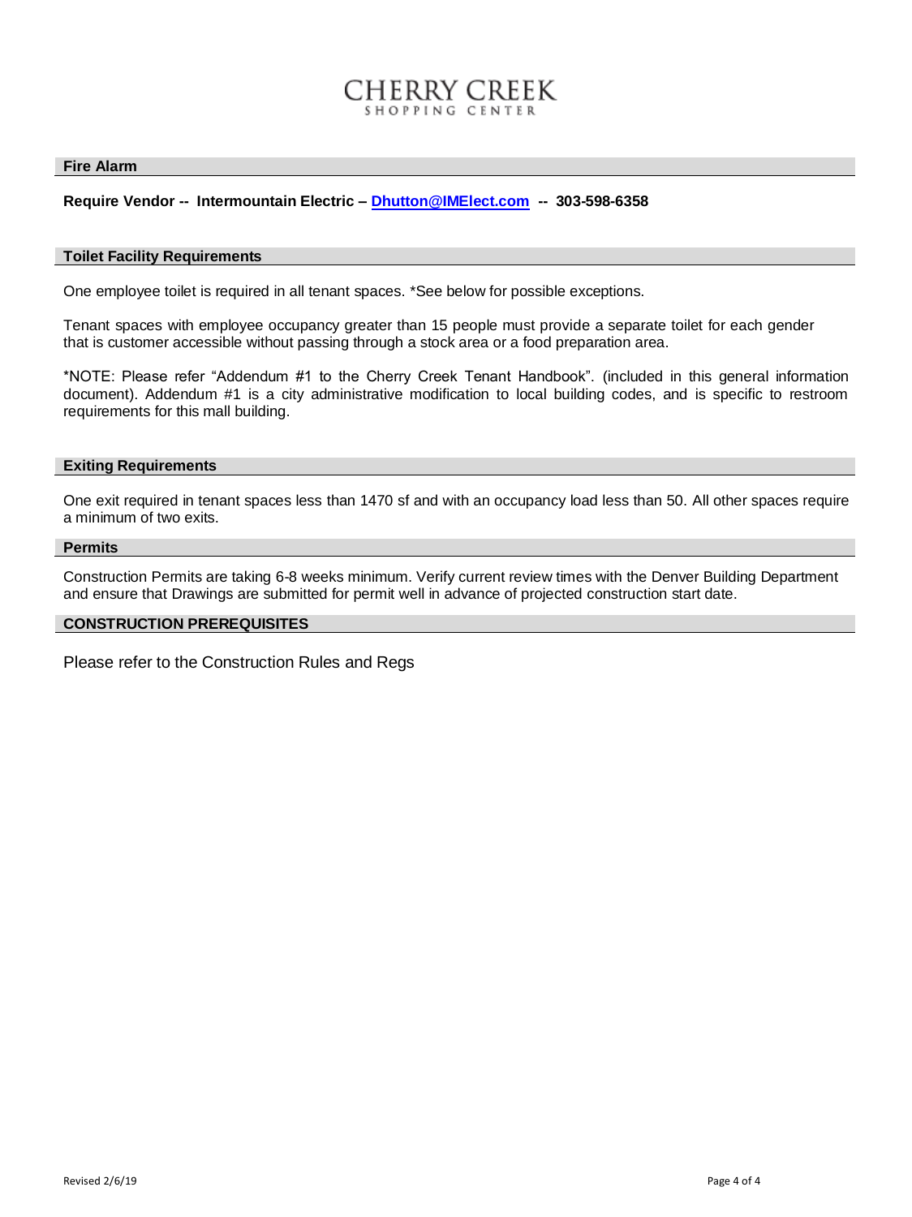## Fire Alarm

**Require Vendor -- Intermountain Electric – [Dhutton@IMElect.com](mailto:Dhutton@IMElect.com) -- 303-598-6358**

## Toilet Facility Requirements

One employee toilet is required in all tenant spaces. *See below for possible exceptions.

Tenant spaces with employee occupancy greater than 15 people must provide a separate toilet for each gender that is customer accessible without passing through a stock area or a food preparation area.

*NOTE: Please refer "Addendum #1 to the Cherry Creek Tenant Handbook". (included in this general information document). Addendum #1 is a city administrative modification to local building codes, and is specific to restroom requirements for this mall building.

## Exiting Requirements

One exit required in tenant spaces less than 1470 sf and with an occupancy load less than 50. All other spaces require a minimum of two exits.

## Permits

Construction Permits are taking 6-8 weeks minimum. Verify current review times with the Denver Building Department and ensure that Drawings are submitted for permit well in advance of projected construction start date.

## CONSTRUCTION PREREQUISITES

Please refer to the Construction Rules and Regs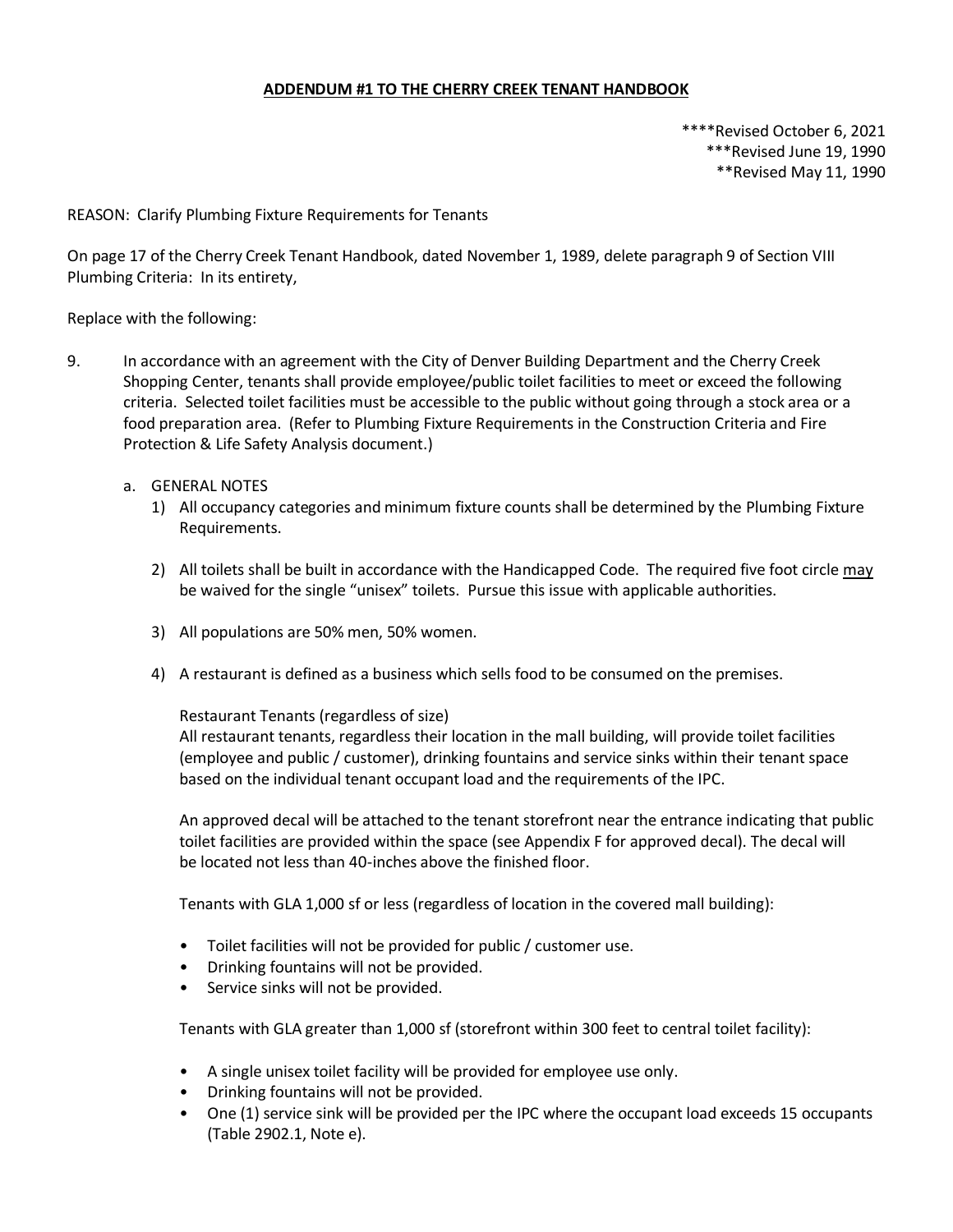**ADDENDUM #1 TO THE CHERRY CREEK TENANT HANDBOOK**

****Revised October 6, 2021
***Revised June 19, 1990
**Revised May 11, 1990

REASON: Clarify Plumbing Fixture Requirements for Tenants

On page 17 of the Cherry Creek Tenant Handbook, dated November 1, 1989, delete paragraph 9 of Section VIII Plumbing Criteria: In its entirety,

Replace with the following:

9. In accordance with an agreement with the City of Denver Building Department and the Cherry Creek Shopping Center, tenants shall provide employee/public toilet facilities to meet or exceed the following criteria. Selected toilet facilities must be accessible to the public without going through a stock area or a food preparation area. (Refer to Plumbing Fixture Requirements in the Construction Criteria and Fire Protection & Life Safety Analysis document.)

   a. GENERAL NOTES

      1) All occupancy categories and minimum fixture counts shall be determined by the Plumbing Fixture Requirements.

      2) All toilets shall be built in accordance with the Handicapped Code. The required five foot circle <u>may</u> be waived for the single "unisex" toilets. Pursue this issue with applicable authorities.

      3) All populations are 50% men, 50% women.

      4) A restaurant is defined as a business which sells food to be consumed on the premises.

      Restaurant Tenants (regardless of size)
      All restaurant tenants, regardless their location in the mall building, will provide toilet facilities (employee and public / customer), drinking fountains and service sinks within their tenant space based on the individual tenant occupant load and the requirements of the IPC.

      An approved decal will be attached to the tenant storefront near the entrance indicating that public toilet facilities are provided within the space (see Appendix F for approved decal). The decal will be located not less than 40-inches above the finished floor.

      Tenants with GLA 1,000 sf or less (regardless of location in the covered mall building):

      - Toilet facilities will not be provided for public / customer use.
      - Drinking fountains will not be provided.
      - Service sinks will not be provided.

      Tenants with GLA greater than 1,000 sf (storefront within 300 feet to central toilet facility):

      - A single unisex toilet facility will be provided for employee use only.
      - Drinking fountains will not be provided.
      - One (1) service sink will be provided per the IPC where the occupant load exceeds 15 occupants (Table 2902.1, Note e).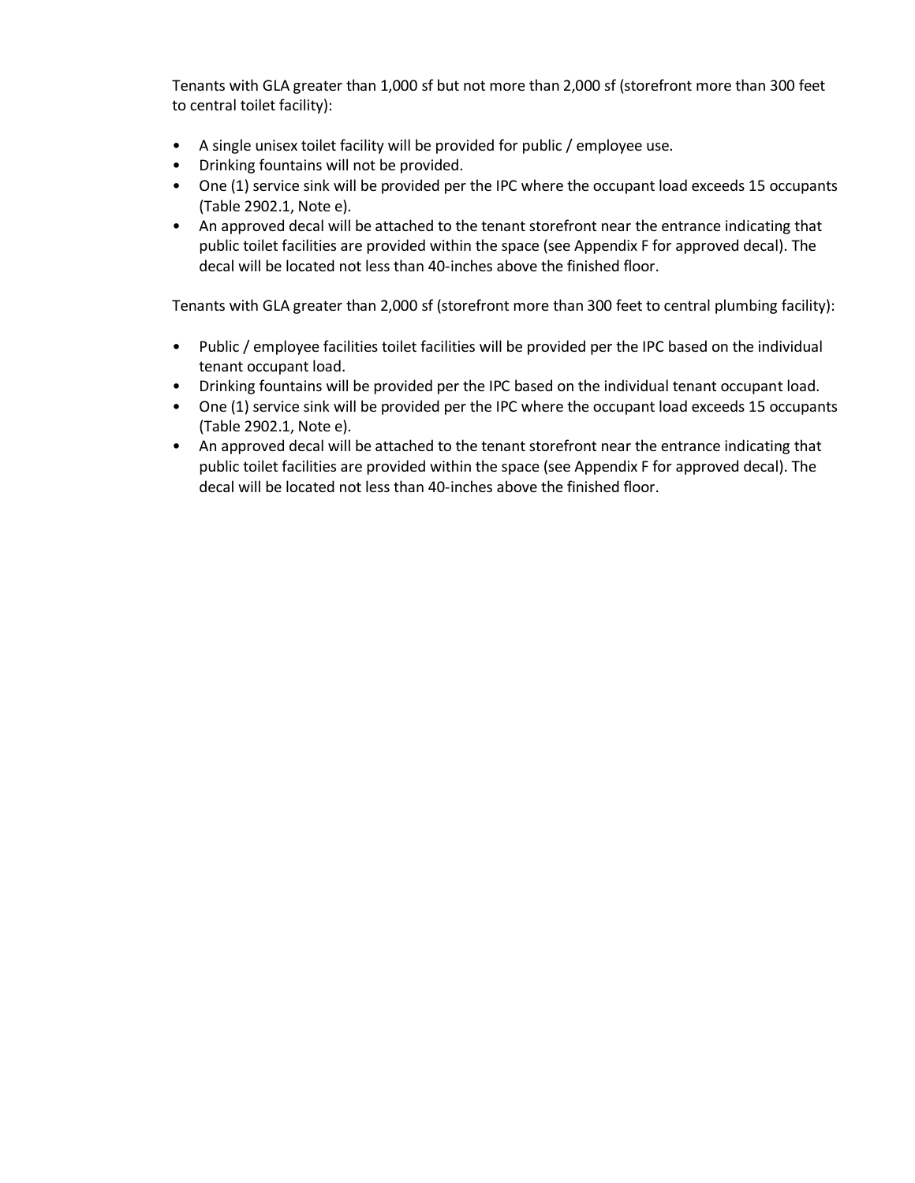Tenants with GLA greater than 1,000 sf but not more than 2,000 sf (storefront more than 300 feet to central toilet facility):

- A single unisex toilet facility will be provided for public / employee use.
- Drinking fountains will not be provided.
- One (1) service sink will be provided per the IPC where the occupant load exceeds 15 occupants (Table 2902.1, Note e).
- An approved decal will be attached to the tenant storefront near the entrance indicating that public toilet facilities are provided within the space (see Appendix F for approved decal). The decal will be located not less than 40-inches above the finished floor.

Tenants with GLA greater than 2,000 sf (storefront more than 300 feet to central plumbing facility):

- Public / employee facilities toilet facilities will be provided per the IPC based on the individual tenant occupant load.
- Drinking fountains will be provided per the IPC based on the individual tenant occupant load.
- One (1) service sink will be provided per the IPC where the occupant load exceeds 15 occupants (Table 2902.1, Note e).
- An approved decal will be attached to the tenant storefront near the entrance indicating that public toilet facilities are provided within the space (see Appendix F for approved decal). The decal will be located not less than 40-inches above the finished floor.